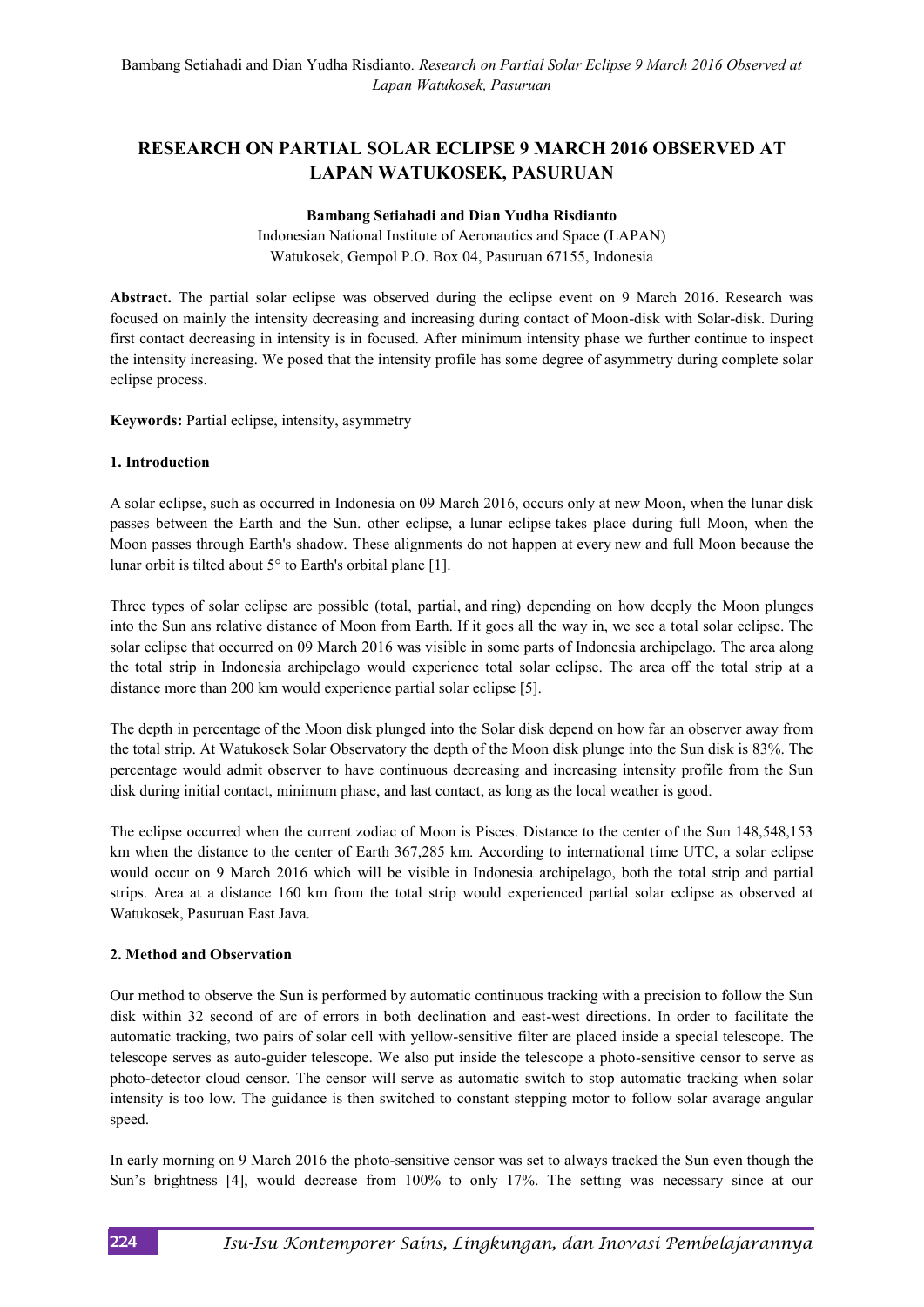# RESEARCH ON PARTIAL SOLAR ECLIPSE 9 MARCH 2016 OBSERVED AT LAPAN WATUKOSEK, PASURUAN

**Bambang Setiahadi and Dian Yudha Risdianto**

Indonesian National Institute of Aeronautics and Space (LAPAN)
Watukosek, Gempol P.O. Box 04, Pasuruan 67155, Indonesia

**Abstract.** The partial solar eclipse was observed during the eclipse event on 9 March 2016. Research was focused on mainly the intensity decreasing and increasing during contact of Moon-disk with Solar-disk. During first contact decreasing in intensity is in focused. After minimum intensity phase we further continue to inspect the intensity increasing. We posed that the intensity profile has some degree of asymmetry during complete solar eclipse process.

**Keywords:** Partial eclipse, intensity, asymmetry

## 1. Introduction

A solar eclipse, such as occurred in Indonesia on 09 March 2016, occurs only at new Moon, when the lunar disk passes between the Earth and the Sun. other eclipse, a lunar eclipse takes place during full Moon, when the Moon passes through Earth's shadow. These alignments do not happen at every new and full Moon because the lunar orbit is tilted about 5° to Earth's orbital plane [1].

Three types of solar eclipse are possible (total, partial, and ring) depending on how deeply the Moon plunges into the Sun ans relative distance of Moon from Earth. If it goes all the way in, we see a total solar eclipse. The solar eclipse that occurred on 09 March 2016 was visible in some parts of Indonesia archipelago. The area along the total strip in Indonesia archipelago would experience total solar eclipse. The area off the total strip at a distance more than 200 km would experience partial solar eclipse [5].

The depth in percentage of the Moon disk plunged into the Solar disk depend on how far an observer away from the total strip. At Watukosek Solar Observatory the depth of the Moon disk plunge into the Sun disk is 83%. The percentage would admit observer to have continuous decreasing and increasing intensity profile from the Sun disk during initial contact, minimum phase, and last contact, as long as the local weather is good.

The eclipse occurred when the current zodiac of Moon is Pisces. Distance to the center of the Sun 148,548,153 km when the distance to the center of Earth 367,285 km. According to international time UTC, a solar eclipse would occur on 9 March 2016 which will be visible in Indonesia archipelago, both the total strip and partial strips. Area at a distance 160 km from the total strip would experienced partial solar eclipse as observed at Watukosek, Pasuruan East Java.

## 2. Method and Observation

Our method to observe the Sun is performed by automatic continuous tracking with a precision to follow the Sun disk within 32 second of arc of errors in both declination and east-west directions. In order to facilitate the automatic tracking, two pairs of solar cell with yellow-sensitive filter are placed inside a special telescope. The telescope serves as auto-guider telescope. We also put inside the telescope a photo-sensitive censor to serve as photo-detector cloud censor. The censor will serve as automatic switch to stop automatic tracking when solar intensity is too low. The guidance is then switched to constant stepping motor to follow solar avarage angular speed.

In early morning on 9 March 2016 the photo-sensitive censor was set to always tracked the Sun even though the Sun's brightness [4], would decrease from 100% to only 17%. The setting was necessary since at our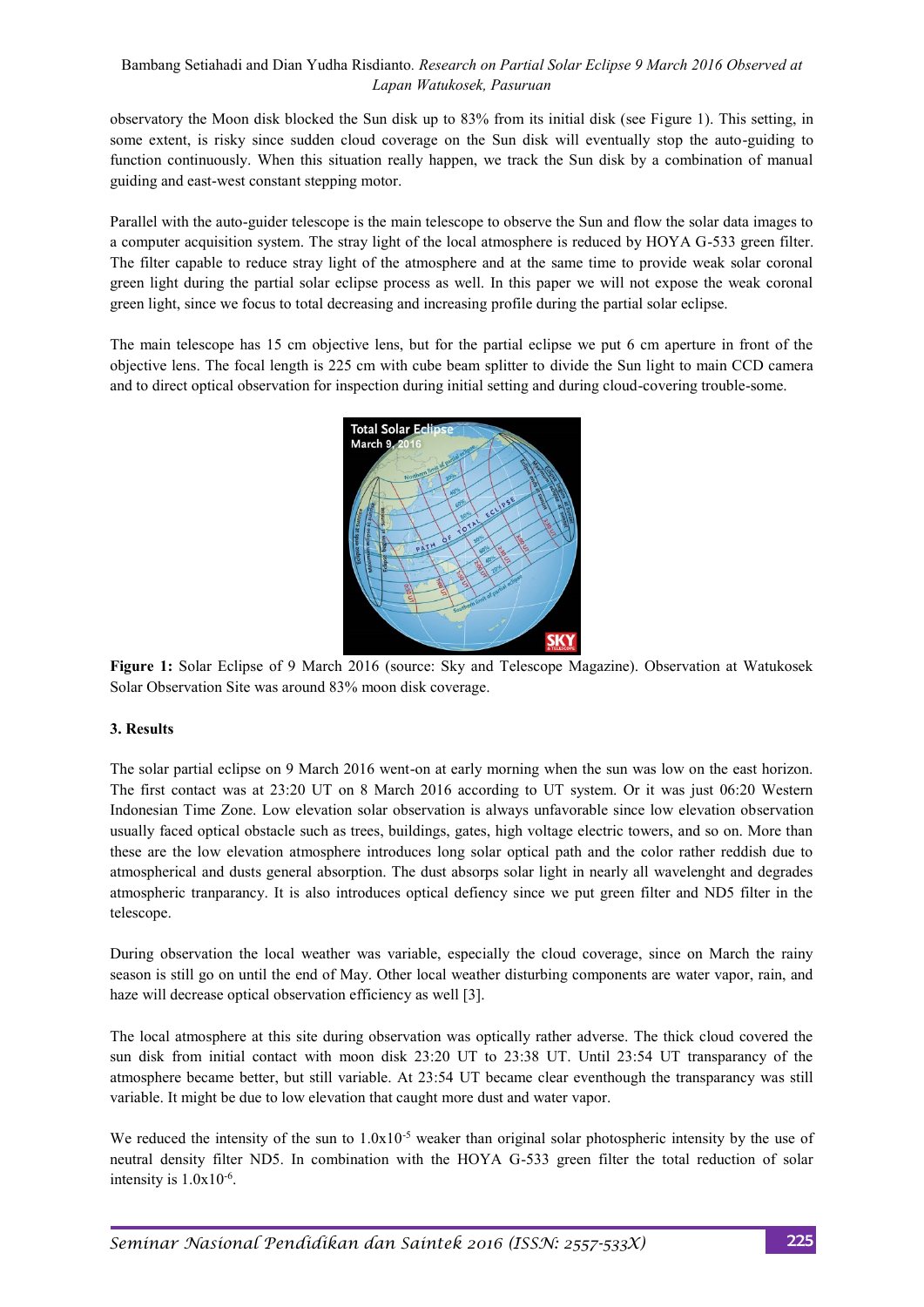observatory the Moon disk blocked the Sun disk up to 83% from its initial disk (see Figure 1). This setting, in some extent, is risky since sudden cloud coverage on the Sun disk will eventually stop the auto-guiding to function continuously. When this situation really happen, we track the Sun disk by a combination of manual guiding and east-west constant stepping motor.

Parallel with the auto-guider telescope is the main telescope to observe the Sun and flow the solar data images to a computer acquisition system. The stray light of the local atmosphere is reduced by HOYA G-533 green filter. The filter capable to reduce stray light of the atmosphere and at the same time to provide weak solar coronal green light during the partial solar eclipse process as well. In this paper we will not expose the weak coronal green light, since we focus to total decreasing and increasing profile during the partial solar eclipse.

The main telescope has 15 cm objective lens, but for the partial eclipse we put 6 cm aperture in front of the objective lens. The focal length is 225 cm with cube beam splitter to divide the Sun light to main CCD camera and to direct optical observation for inspection during initial setting and during cloud-covering trouble-some.

**Figure 1:** Solar Eclipse of 9 March 2016 (source: Sky and Telescope Magazine). Observation at Watukosek Solar Observation Site was around 83% moon disk coverage.

## 3. Results

The solar partial eclipse on 9 March 2016 went-on at early morning when the sun was low on the east horizon. The first contact was at 23:20 UT on 8 March 2016 according to UT system. Or it was just 06:20 Western Indonesian Time Zone. Low elevation solar observation is always unfavorable since low elevation observation usually faced optical obstacle such as trees, buildings, gates, high voltage electric towers, and so on. More than these are the low elevation atmosphere introduces long solar optical path and the color rather reddish due to atmospherical and dusts general absorption. The dust absorps solar light in nearly all wavelenght and degrades atmospheric tranparancy. It is also introduces optical defiency since we put green filter and ND5 filter in the telescope.

During observation the local weather was variable, especially the cloud coverage, since on March the rainy season is still go on until the end of May. Other local weather disturbing components are water vapor, rain, and haze will decrease optical observation efficiency as well [3].

The local atmosphere at this site during observation was optically rather adverse. The thick cloud covered the sun disk from initial contact with moon disk 23:20 UT to 23:38 UT. Until 23:54 UT transparancy of the atmosphere became better, but still variable. At 23:54 UT became clear eventhough the transparancy was still variable. It might be due to low elevation that caught more dust and water vapor.

We reduced the intensity of the sun to $1.0\text{x}10^{-5}$ weaker than original solar photospheric intensity by the use of neutral density filter ND5. In combination with the HOYA G-533 green filter the total reduction of solar intensity is $1.0\text{x}10^{-6}$.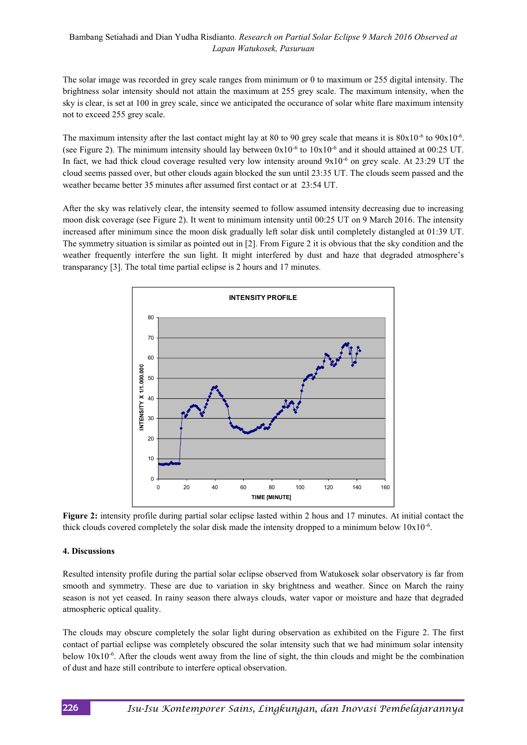The solar image was recorded in grey scale ranges from minimum or 0 to maximum or 255 digital intensity. The brightness solar intensity should not attain the maximum at 255 grey scale. The maximum intensity, when the sky is clear, is set at 100 in grey scale, since we anticipated the occurance of solar white flare maximum intensity not to exceed 255 grey scale.

The maximum intensity after the last contact might lay at 80 to 90 grey scale that means it is $80x10^{-6}$ to $90x10^{-6}$. (see Figure 2). The minimum intensity should lay between $0x10^{-6}$ to $10x10^{-6}$ and it should attained at 00:25 UT. In fact, we had thick cloud coverage resulted very low intensity around $9x10^{-6}$ on grey scale. At 23:29 UT the cloud seems passed over, but other clouds again blocked the sun until 23:35 UT. The clouds seem passed and the weather became better 35 minutes after assumed first contact or at 23:54 UT.

After the sky was relatively clear, the intensity seemed to follow assumed intensity decreasing due to increasing moon disk coverage (see Figure 2). It went to minimum intensity until 00:25 UT on 9 March 2016. The intensity increased after minimum since the moon disk gradually left solar disk until completely distangled at 01:39 UT. The symmetry situation is similar as pointed out in [2]. From Figure 2 it is obvious that the sky condition and the weather frequently interfere the sun light. It might interfered by dust and haze that degraded atmosphere's transparancy [3]. The total time partial eclipse is 2 hours and 17 minutes.

**Figure 2:** intensity profile during partial solar eclipse lasted within 2 hous and 17 minutes. At initial contact the thick clouds covered completely the solar disk made the intensity dropped to a minimum below $10x10^{-6}$.

#### 4. Discussions

Resulted intensity profile during the partial solar eclipse observed from Watukosek solar observatory is far from smooth and symmetry. These are due to variation in sky brightness and weather. Since on March the rainy season is not yet ceased. In rainy season there always clouds, water vapor or moisture and haze that degraded atmospheric optical quality.

The clouds may obscure completely the solar light during observation as exhibited on the Figure 2. The first contact of partial eclipse was completely obscured the solar intensity such that we had minimum solar intensity below $10x10^{-6}$. After the clouds went away from the line of sight, the thin clouds and might be the combination of dust and haze still contribute to interfere optical observation.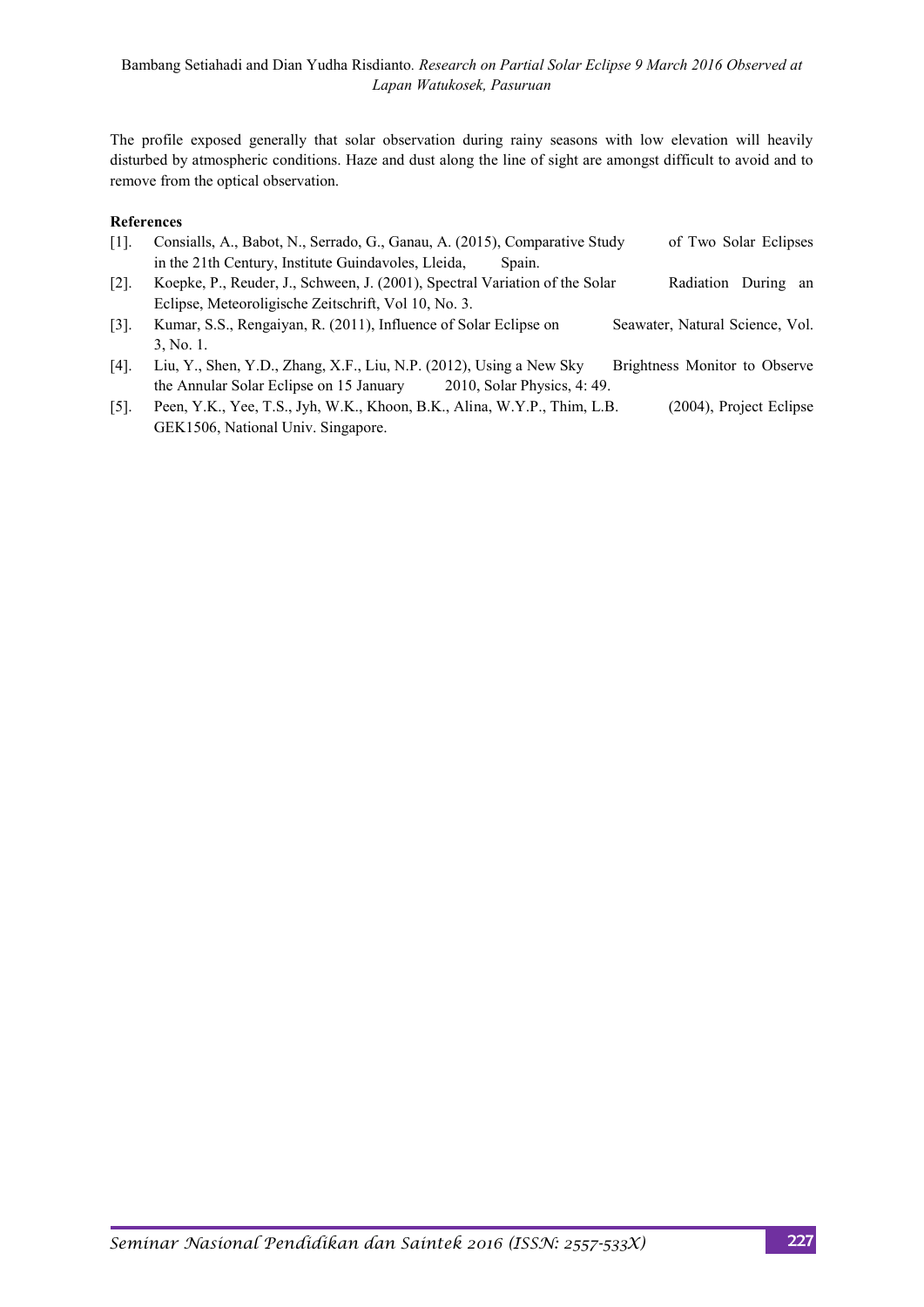The profile exposed generally that solar observation during rainy seasons with low elevation will heavily disturbed by atmospheric conditions. Haze and dust along the line of sight are amongst difficult to avoid and to remove from the optical observation.

**References**

[1]. Consialls, A., Babot, N., Serrado, G., Ganau, A. (2015), Comparative Study of Two Solar Eclipses in the 21th Century, Institute Guindavoles, Lleida, Spain.

[2]. Koepke, P., Reuder, J., Schween, J. (2001), Spectral Variation of the Solar Radiation During an Eclipse, Meteoroligische Zeitschrift, Vol 10, No. 3.

[3]. Kumar, S.S., Rengaiyan, R. (2011), Influence of Solar Eclipse on Seawater, Natural Science, Vol. 3, No. 1.

[4]. Liu, Y., Shen, Y.D., Zhang, X.F., Liu, N.P. (2012), Using a New Sky Brightness Monitor to Observe the Annular Solar Eclipse on 15 January 2010, Solar Physics, 4: 49.

[5]. Peen, Y.K., Yee, T.S., Jyh, W.K., Khoon, B.K., Alina, W.Y.P., Thim, L.B. (2004), Project Eclipse GEK1506, National Univ. Singapore.